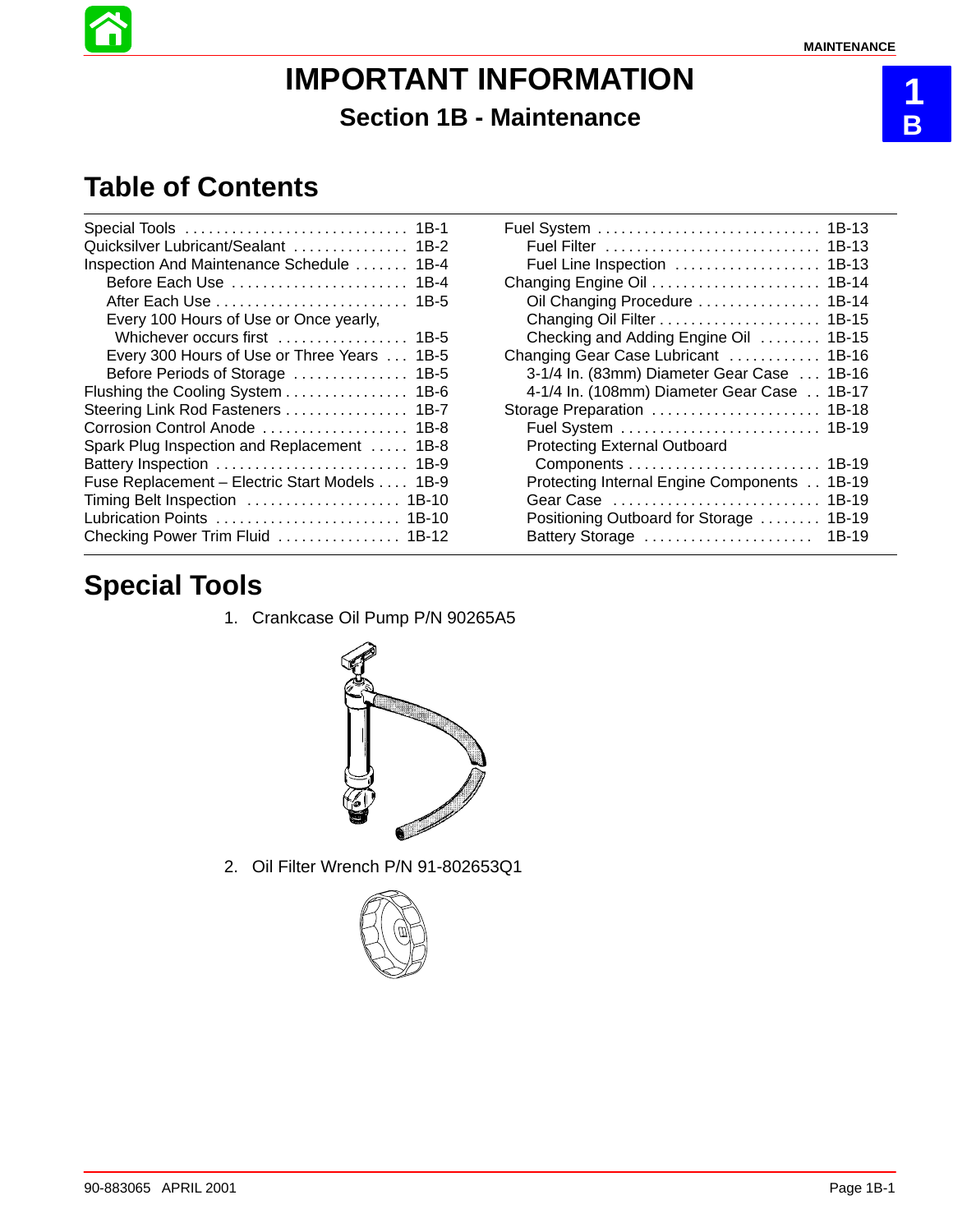# IMPORTANT INFORMATION

## Section 1B - Maintenance

## Table of Contents

| | |
|---|---|
| Special Tools | 1B-1 |
| Quicksilver Lubricant/Sealant | 1B-2 |
| Inspection And Maintenance Schedule | 1B-4 |
| Before Each Use | 1B-4 |
| After Each Use | 1B-5 |
| Every 100 Hours of Use or Once yearly, Whichever occurs first | 1B-5 |
| Every 300 Hours of Use or Three Years | 1B-5 |
| Before Periods of Storage | 1B-5 |
| Flushing the Cooling System | 1B-6 |
| Steering Link Rod Fasteners | 1B-7 |
| Corrosion Control Anode | 1B-8 |
| Spark Plug Inspection and Replacement | 1B-8 |
| Battery Inspection | 1B-9 |
| Fuse Replacement – Electric Start Models | 1B-9 |
| Timing Belt Inspection | 1B-10 |
| Lubrication Points | 1B-10 |
| Checking Power Trim Fluid | 1B-12 |
| Fuel System | 1B-13 |
| Fuel Filter | 1B-13 |
| Fuel Line Inspection | 1B-13 |
| Changing Engine Oil | 1B-14 |
| Oil Changing Procedure | 1B-14 |
| Changing Oil Filter | 1B-15 |
| Checking and Adding Engine Oil | 1B-15 |
| Changing Gear Case Lubricant | 1B-16 |
| 3-1/4 In. (83mm) Diameter Gear Case | 1B-16 |
| 4-1/4 In. (108mm) Diameter Gear Case | 1B-17 |
| Storage Preparation | 1B-18 |
| Fuel System | 1B-19 |
| Protecting External Outboard Components | 1B-19 |
| Protecting Internal Engine Components | 1B-19 |
| Gear Case | 1B-19 |
| Positioning Outboard for Storage | 1B-19 |
| Battery Storage | 1B-19 |

## Special Tools

1. Crankcase Oil Pump P/N 90265A5

2. Oil Filter Wrench P/N 91-802653Q1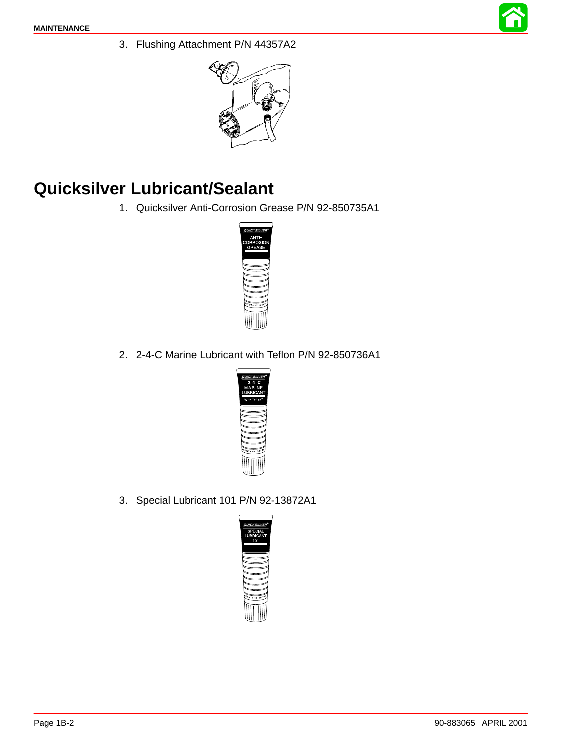3. Flushing Attachment P/N 44357A2

## Quicksilver Lubricant/Sealant

1. Quicksilver Anti-Corrosion Grease P/N 92-850735A1

2. 2-4-C Marine Lubricant with Teflon P/N 92-850736A1

3. Special Lubricant 101 P/N 92-13872A1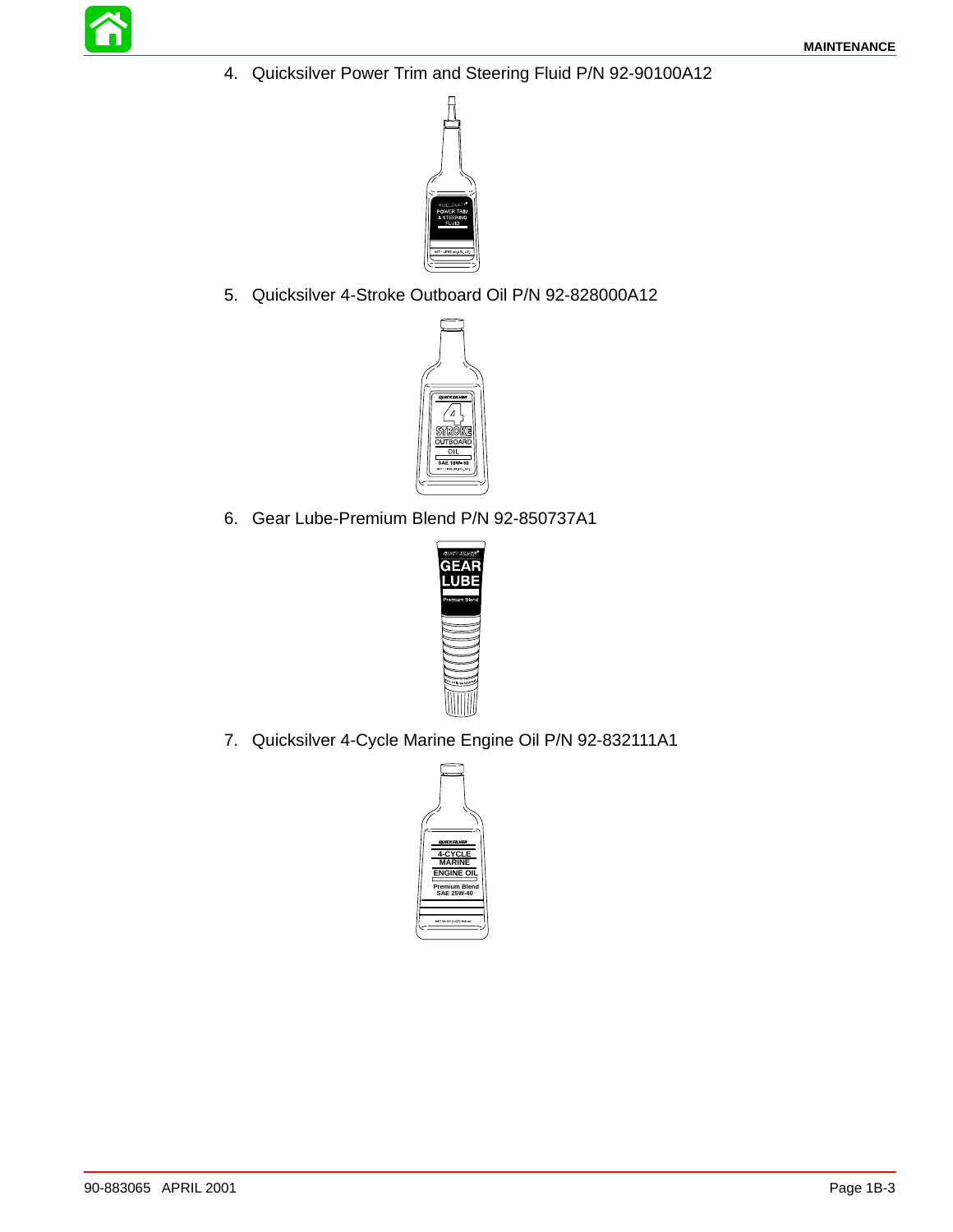4. Quicksilver Power Trim and Steering Fluid P/N 92-90100A12

5. Quicksilver 4-Stroke Outboard Oil P/N 92-828000A12

6. Gear Lube-Premium Blend P/N 92-850737A1

7. Quicksilver 4-Cycle Marine Engine Oil P/N 92-832111A1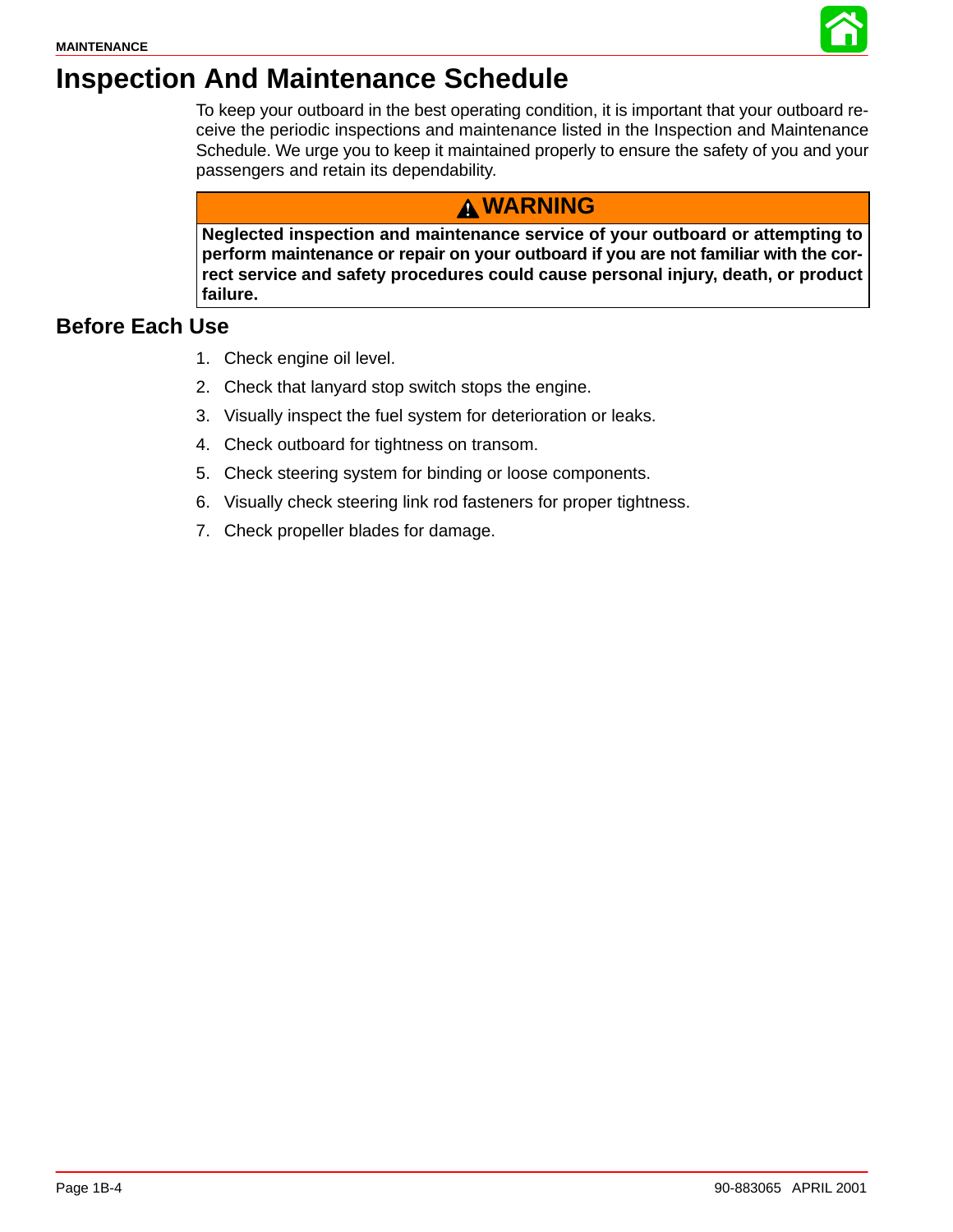# Inspection And Maintenance Schedule

To keep your outboard in the best operating condition, it is important that your outboard receive the periodic inspections and maintenance listed in the Inspection and Maintenance Schedule. We urge you to keep it maintained properly to ensure the safety of you and your passengers and retain its dependability.

> **⚠ WARNING**
>
> **Neglected inspection and maintenance service of your outboard or attempting to perform maintenance or repair on your outboard if you are not familiar with the correct service and safety procedures could cause personal injury, death, or product failure.**

## Before Each Use

1. Check engine oil level.
2. Check that lanyard stop switch stops the engine.
3. Visually inspect the fuel system for deterioration or leaks.
4. Check outboard for tightness on transom.
5. Check steering system for binding or loose components.
6. Visually check steering link rod fasteners for proper tightness.
7. Check propeller blades for damage.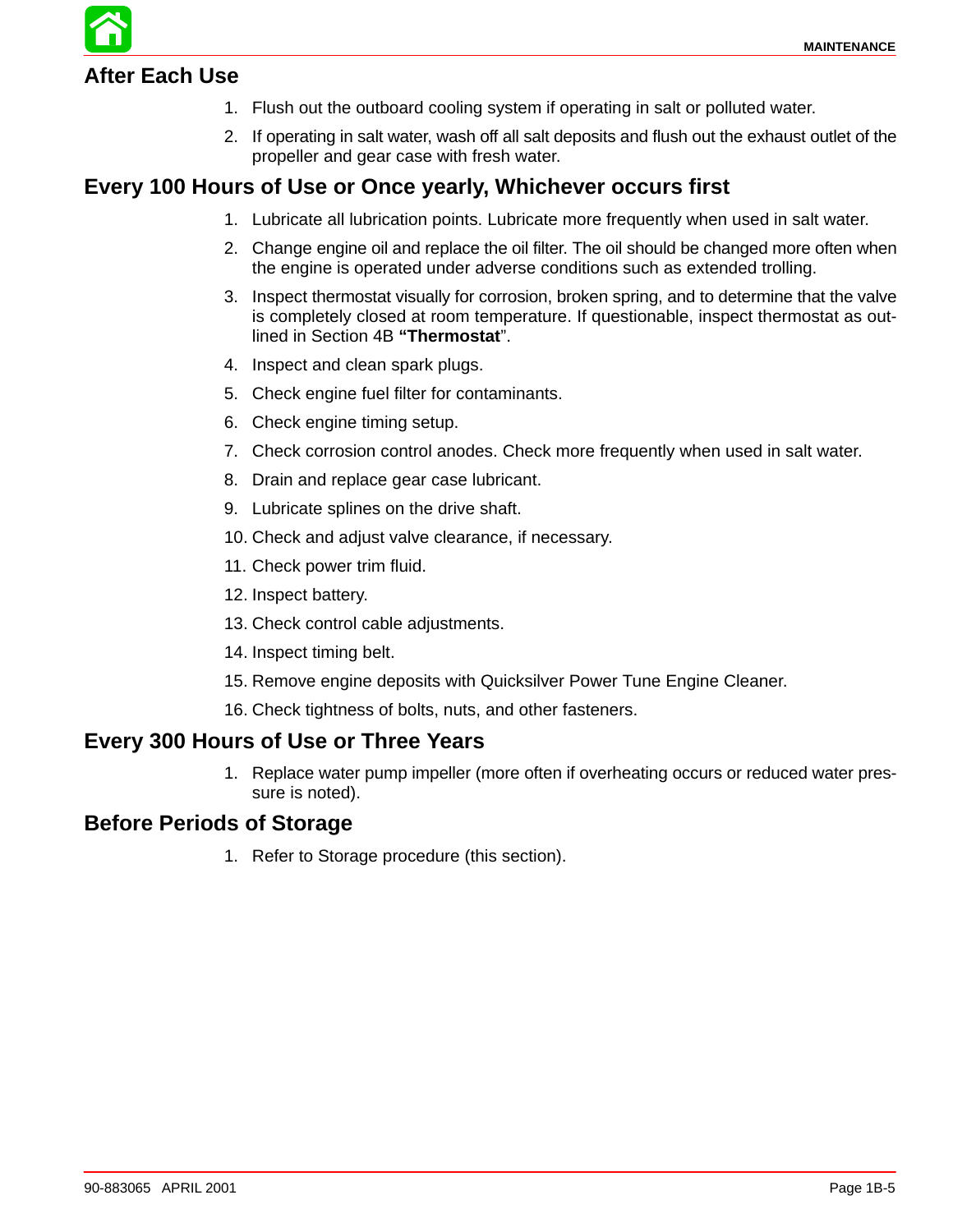## After Each Use

1. Flush out the outboard cooling system if operating in salt or polluted water.
2. If operating in salt water, wash off all salt deposits and flush out the exhaust outlet of the propeller and gear case with fresh water.

## Every 100 Hours of Use or Once yearly, Whichever occurs first

1. Lubricate all lubrication points. Lubricate more frequently when used in salt water.
2. Change engine oil and replace the oil filter. The oil should be changed more often when the engine is operated under adverse conditions such as extended trolling.
3. Inspect thermostat visually for corrosion, broken spring, and to determine that the valve is completely closed at room temperature. If questionable, inspect thermostat as outlined in Section 4B **“Thermostat**”.
4. Inspect and clean spark plugs.
5. Check engine fuel filter for contaminants.
6. Check engine timing setup.
7. Check corrosion control anodes. Check more frequently when used in salt water.
8. Drain and replace gear case lubricant.
9. Lubricate splines on the drive shaft.
10. Check and adjust valve clearance, if necessary.
11. Check power trim fluid.
12. Inspect battery.
13. Check control cable adjustments.
14. Inspect timing belt.
15. Remove engine deposits with Quicksilver Power Tune Engine Cleaner.
16. Check tightness of bolts, nuts, and other fasteners.

## Every 300 Hours of Use or Three Years

1. Replace water pump impeller (more often if overheating occurs or reduced water pressure is noted).

## Before Periods of Storage

1. Refer to Storage procedure (this section).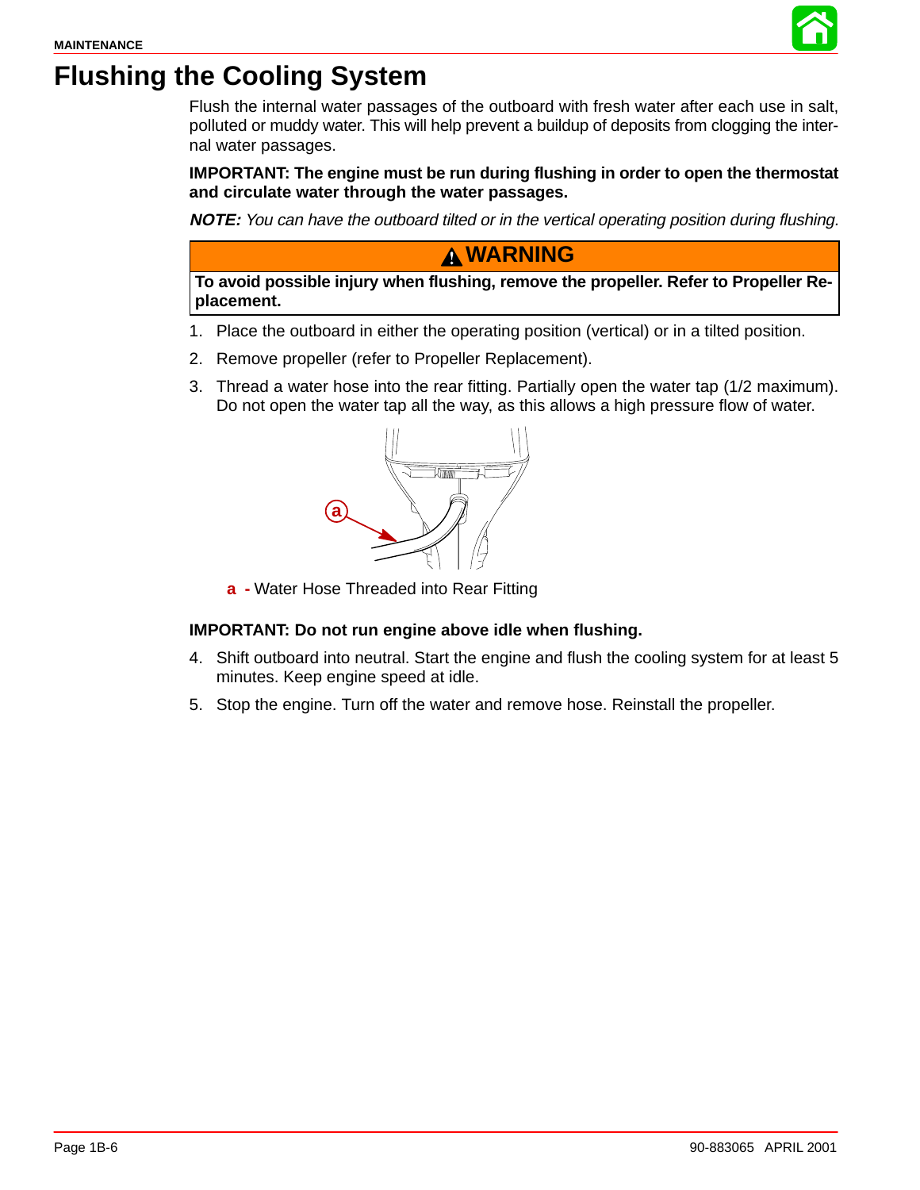# Flushing the Cooling System

Flush the internal water passages of the outboard with fresh water after each use in salt, polluted or muddy water. This will help prevent a buildup of deposits from clogging the internal water passages.

**IMPORTANT: The engine must be run during flushing in order to open the thermostat and circulate water through the water passages.**

***NOTE:*** *You can have the outboard tilted or in the vertical operating position during flushing.*

**⚠ WARNING**

**To avoid possible injury when flushing, remove the propeller. Refer to Propeller Replacement.**

1. Place the outboard in either the operating position (vertical) or in a tilted position.
2. Remove propeller (refer to Propeller Replacement).
3. Thread a water hose into the rear fitting. Partially open the water tap (1/2 maximum). Do not open the water tap all the way, as this allows a high pressure flow of water.

**a -** Water Hose Threaded into Rear Fitting

**IMPORTANT: Do not run engine above idle when flushing.**

4. Shift outboard into neutral. Start the engine and flush the cooling system for at least 5 minutes. Keep engine speed at idle.
5. Stop the engine. Turn off the water and remove hose. Reinstall the propeller.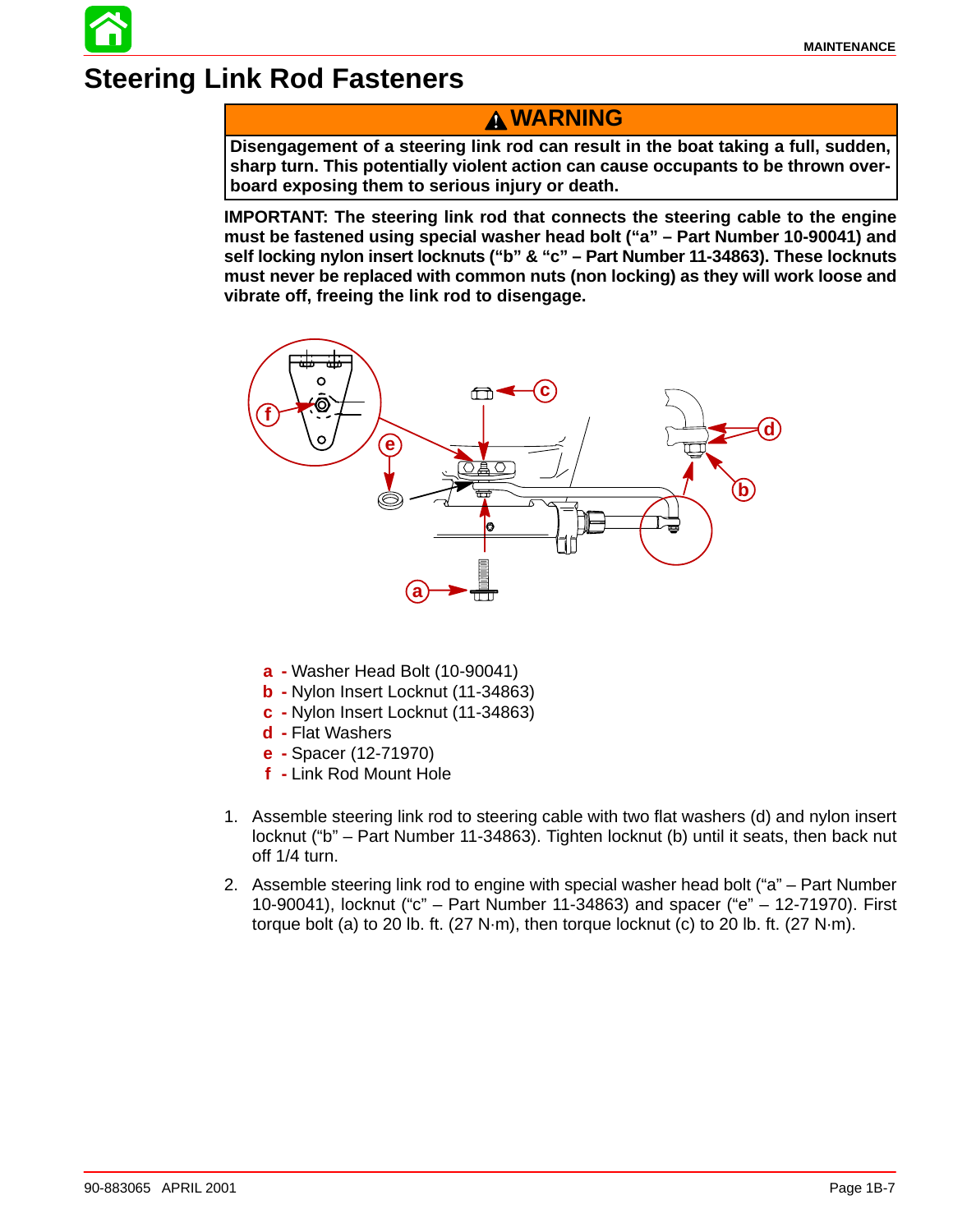# Steering Link Rod Fasteners

> **⚠ WARNING**
>
> **Disengagement of a steering link rod can result in the boat taking a full, sudden, sharp turn. This potentially violent action can cause occupants to be thrown overboard exposing them to serious injury or death.**

**IMPORTANT: The steering link rod that connects the steering cable to the engine must be fastened using special washer head bolt ("a" – Part Number 10-90041) and self locking nylon insert locknuts ("b" & "c" – Part Number 11-34863). These locknuts must never be replaced with common nuts (non locking) as they will work loose and vibrate off, freeing the link rod to disengage.**

- **a** - Washer Head Bolt (10-90041)
- **b** - Nylon Insert Locknut (11-34863)
- **c** - Nylon Insert Locknut (11-34863)
- **d** - Flat Washers
- **e** - Spacer (12-71970)
- **f** - Link Rod Mount Hole

1. Assemble steering link rod to steering cable with two flat washers (d) and nylon insert locknut ("b" – Part Number 11-34863). Tighten locknut (b) until it seats, then back nut off 1/4 turn.
2. Assemble steering link rod to engine with special washer head bolt ("a" – Part Number 10-90041), locknut ("c" – Part Number 11-34863) and spacer ("e" – 12-71970). First torque bolt (a) to 20 lb. ft. (27 N·m), then torque locknut (c) to 20 lb. ft. (27 N·m).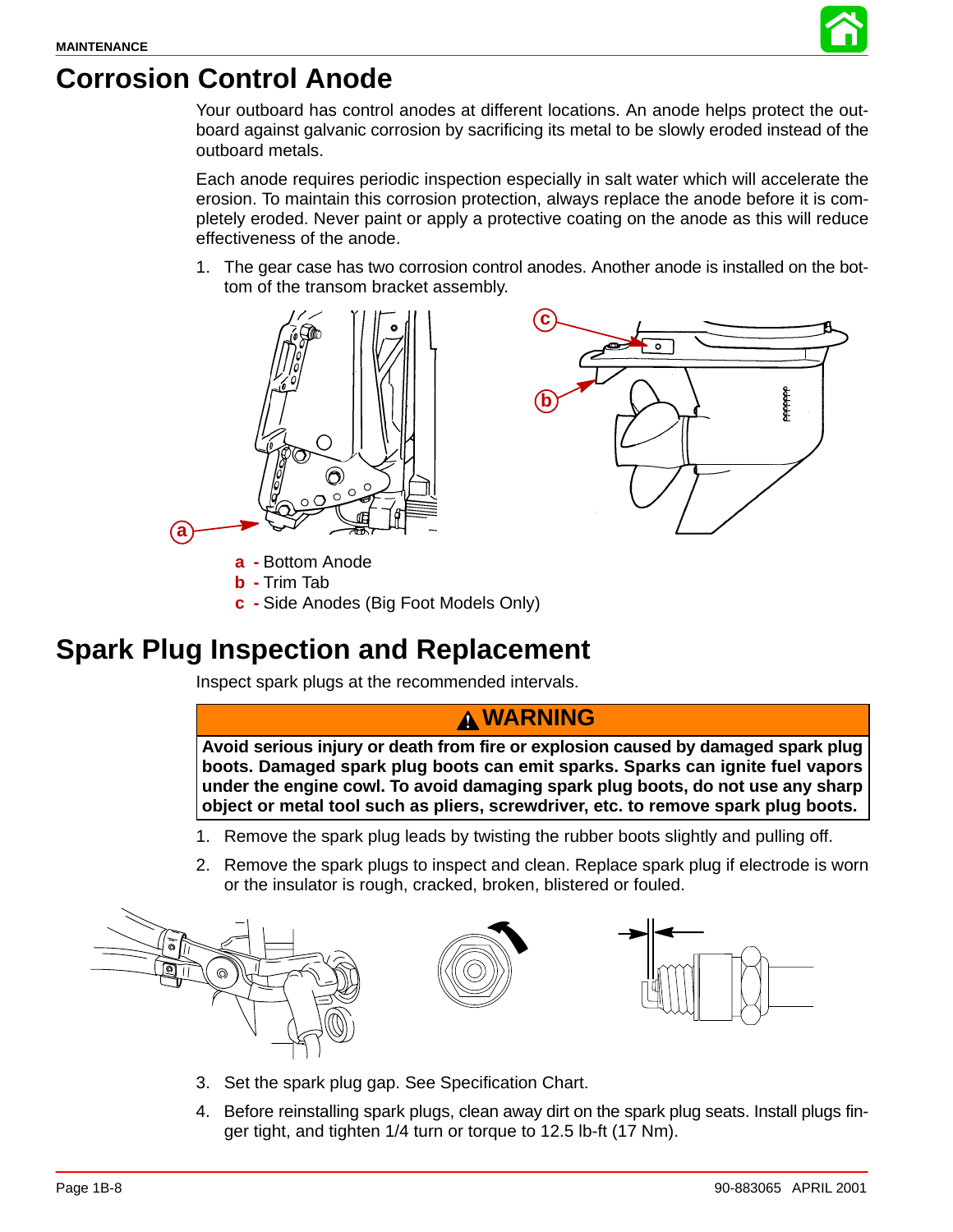# Corrosion Control Anode

Your outboard has control anodes at different locations. An anode helps protect the outboard against galvanic corrosion by sacrificing its metal to be slowly eroded instead of the outboard metals.

Each anode requires periodic inspection especially in salt water which will accelerate the erosion. To maintain this corrosion protection, always replace the anode before it is completely eroded. Never paint or apply a protective coating on the anode as this will reduce effectiveness of the anode.

1. The gear case has two corrosion control anodes. Another anode is installed on the bottom of the transom bracket assembly.

**a** - Bottom Anode
**b** - Trim Tab
**c** - Side Anodes (Big Foot Models Only)

# Spark Plug Inspection and Replacement

Inspect spark plugs at the recommended intervals.

> **⚠ WARNING**
>
> **Avoid serious injury or death from fire or explosion caused by damaged spark plug boots. Damaged spark plug boots can emit sparks. Sparks can ignite fuel vapors under the engine cowl. To avoid damaging spark plug boots, do not use any sharp object or metal tool such as pliers, screwdriver, etc. to remove spark plug boots.**

1. Remove the spark plug leads by twisting the rubber boots slightly and pulling off.
2. Remove the spark plugs to inspect and clean. Replace spark plug if electrode is worn or the insulator is rough, cracked, broken, blistered or fouled.
3. Set the spark plug gap. See Specification Chart.
4. Before reinstalling spark plugs, clean away dirt on the spark plug seats. Install plugs finger tight, and tighten 1/4 turn or torque to 12.5 lb-ft (17 Nm).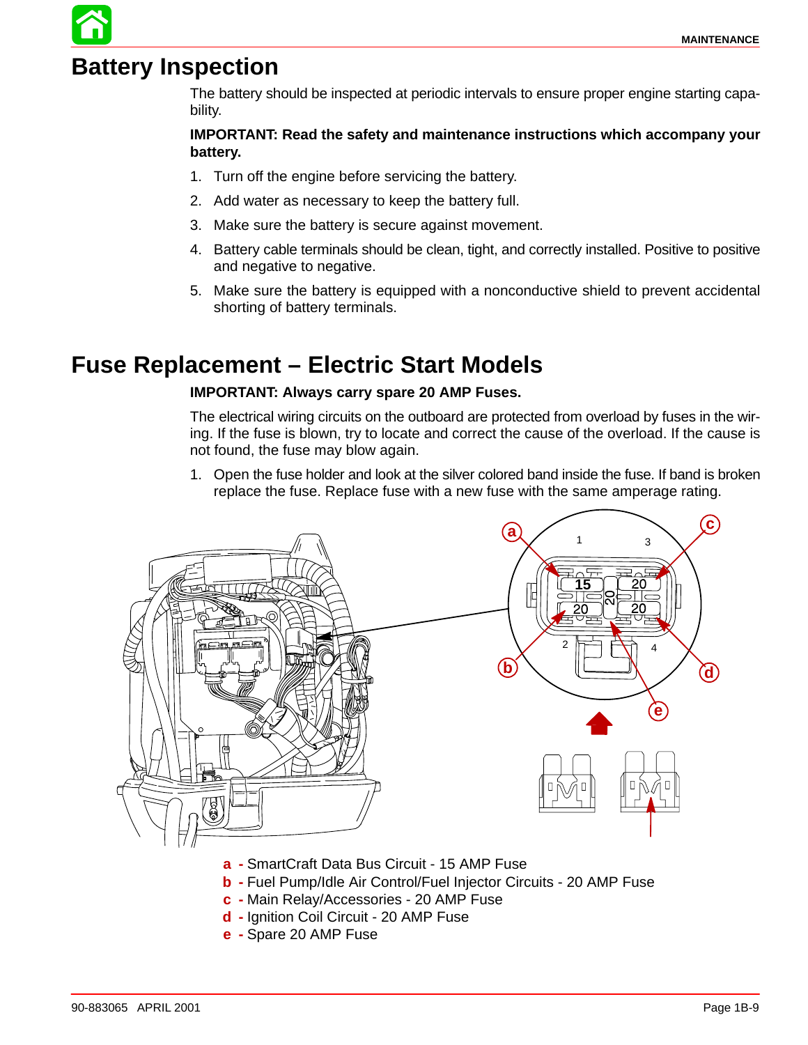# Battery Inspection

The battery should be inspected at periodic intervals to ensure proper engine starting capability.

**IMPORTANT: Read the safety and maintenance instructions which accompany your battery.**

1. Turn off the engine before servicing the battery.
2. Add water as necessary to keep the battery full.
3. Make sure the battery is secure against movement.
4. Battery cable terminals should be clean, tight, and correctly installed. Positive to positive and negative to negative.
5. Make sure the battery is equipped with a nonconductive shield to prevent accidental shorting of battery terminals.

# Fuse Replacement – Electric Start Models

**IMPORTANT: Always carry spare 20 AMP Fuses.**

The electrical wiring circuits on the outboard are protected from overload by fuses in the wiring. If the fuse is blown, try to locate and correct the cause of the overload. If the cause is not found, the fuse may blow again.

1. Open the fuse holder and look at the silver colored band inside the fuse. If band is broken replace the fuse. Replace fuse with a new fuse with the same amperage rating.

**a** - SmartCraft Data Bus Circuit - 15 AMP Fuse
**b** - Fuel Pump/Idle Air Control/Fuel Injector Circuits - 20 AMP Fuse
**c** - Main Relay/Accessories - 20 AMP Fuse
**d** - Ignition Coil Circuit - 20 AMP Fuse
**e** - Spare 20 AMP Fuse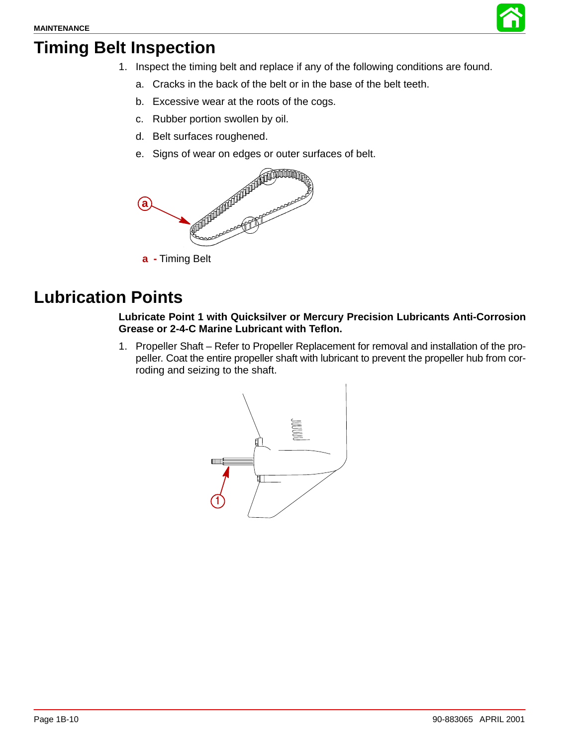# Timing Belt Inspection

1. Inspect the timing belt and replace if any of the following conditions are found.
   a. Cracks in the back of the belt or in the base of the belt teeth.
   b. Excessive wear at the roots of the cogs.
   c. Rubber portion swollen by oil.
   d. Belt surfaces roughened.
   e. Signs of wear on edges or outer surfaces of belt.

**a** - Timing Belt

# Lubrication Points

**Lubricate Point 1 with Quicksilver or Mercury Precision Lubricants Anti-Corrosion Grease or 2-4-C Marine Lubricant with Teflon.**

1. Propeller Shaft – Refer to Propeller Replacement for removal and installation of the propeller. Coat the entire propeller shaft with lubricant to prevent the propeller hub from corroding and seizing to the shaft.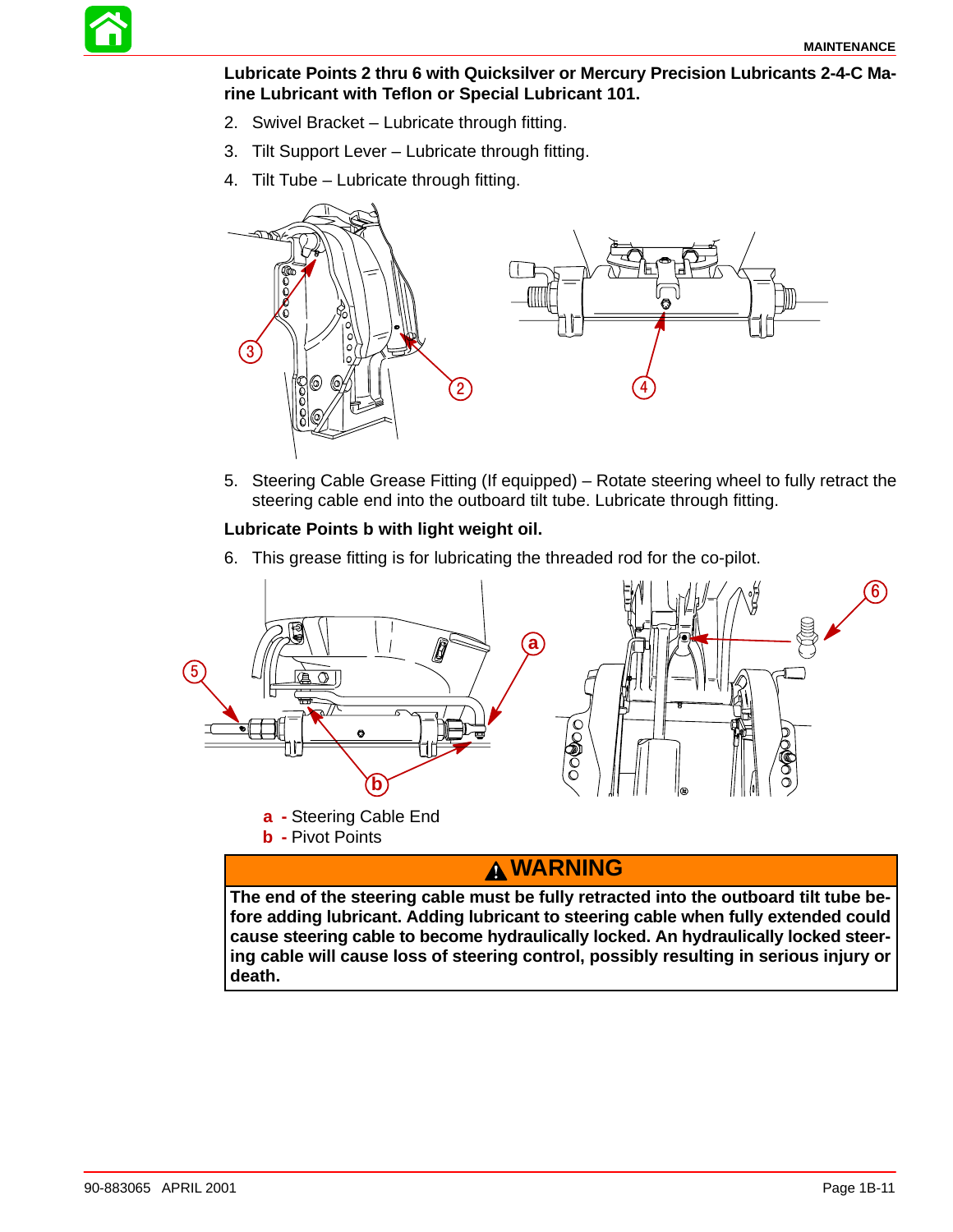**Lubricate Points 2 thru 6 with Quicksilver or Mercury Precision Lubricants 2-4-C Marine Lubricant with Teflon or Special Lubricant 101.**

2. Swivel Bracket – Lubricate through fitting.
3. Tilt Support Lever – Lubricate through fitting.
4. Tilt Tube – Lubricate through fitting.

5. Steering Cable Grease Fitting (If equipped) – Rotate steering wheel to fully retract the steering cable end into the outboard tilt tube. Lubricate through fitting.

**Lubricate Points b with light weight oil.**

6. This grease fitting is for lubricating the threaded rod for the co-pilot.

**a** - Steering Cable End
**b** - Pivot Points

**⚠ WARNING**

**The end of the steering cable must be fully retracted into the outboard tilt tube before adding lubricant. Adding lubricant to steering cable when fully extended could cause steering cable to become hydraulically locked. An hydraulically locked steering cable will cause loss of steering control, possibly resulting in serious injury or death.**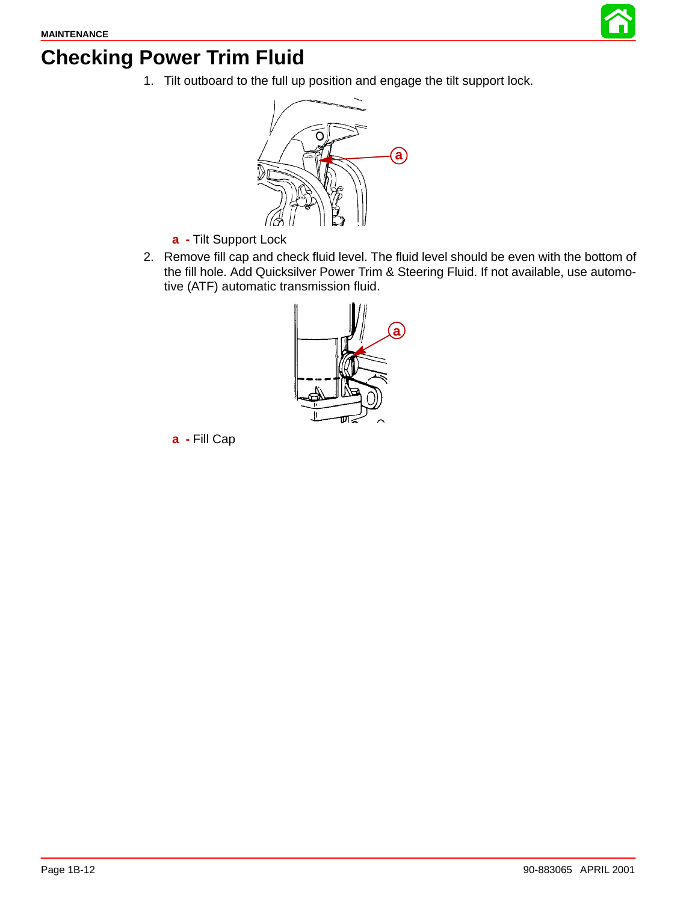# Checking Power Trim Fluid

1. Tilt outboard to the full up position and engage the tilt support lock.

**a** - Tilt Support Lock

2. Remove fill cap and check fluid level. The fluid level should be even with the bottom of the fill hole. Add Quicksilver Power Trim & Steering Fluid. If not available, use automotive (ATF) automatic transmission fluid.

**a** - Fill Cap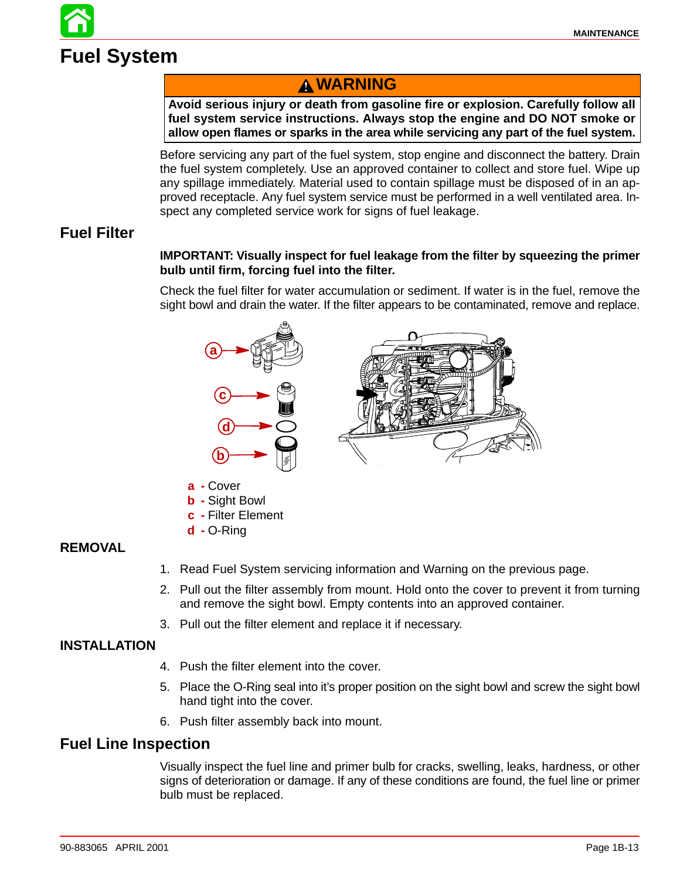# Fuel System

> **⚠ WARNING**
>
> **Avoid serious injury or death from gasoline fire or explosion. Carefully follow all fuel system service instructions. Always stop the engine and DO NOT smoke or allow open flames or sparks in the area while servicing any part of the fuel system.**

Before servicing any part of the fuel system, stop engine and disconnect the battery. Drain the fuel system completely. Use an approved container to collect and store fuel. Wipe up any spillage immediately. Material used to contain spillage must be disposed of in an approved receptacle. Any fuel system service must be performed in a well ventilated area. Inspect any completed service work for signs of fuel leakage.

## Fuel Filter

**IMPORTANT: Visually inspect for fuel leakage from the filter by squeezing the primer bulb until firm, forcing fuel into the filter.**

Check the fuel filter for water accumulation or sediment. If water is in the fuel, remove the sight bowl and drain the water. If the filter appears to be contaminated, remove and replace.

**a** - Cover
**b** - Sight Bowl
**c** - Filter Element
**d** - O-Ring

### REMOVAL

1. Read Fuel System servicing information and Warning on the previous page.
2. Pull out the filter assembly from mount. Hold onto the cover to prevent it from turning and remove the sight bowl. Empty contents into an approved container.
3. Pull out the filter element and replace it if necessary.

### INSTALLATION

4. Push the filter element into the cover.
5. Place the O-Ring seal into it's proper position on the sight bowl and screw the sight bowl hand tight into the cover.
6. Push filter assembly back into mount.

## Fuel Line Inspection

Visually inspect the fuel line and primer bulb for cracks, swelling, leaks, hardness, or other signs of deterioration or damage. If any of these conditions are found, the fuel line or primer bulb must be replaced.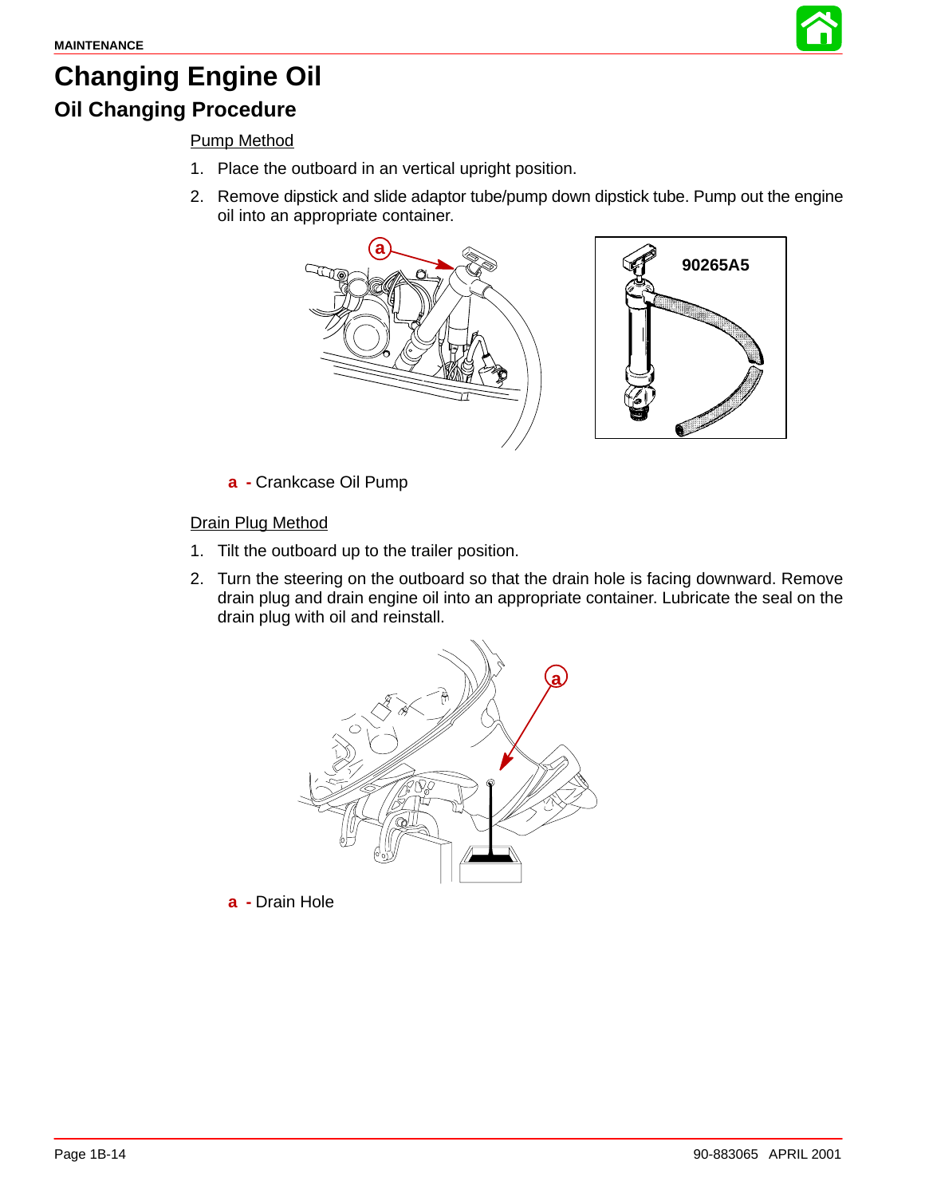# Changing Engine Oil

## Oil Changing Procedure

Pump Method

1. Place the outboard in an vertical upright position.
2. Remove dipstick and slide adaptor tube/pump down dipstick tube. Pump out the engine oil into an appropriate container.

90265A5

**a** - Crankcase Oil Pump

Drain Plug Method

1. Tilt the outboard up to the trailer position.
2. Turn the steering on the outboard so that the drain hole is facing downward. Remove drain plug and drain engine oil into an appropriate container. Lubricate the seal on the drain plug with oil and reinstall.

**a** - Drain Hole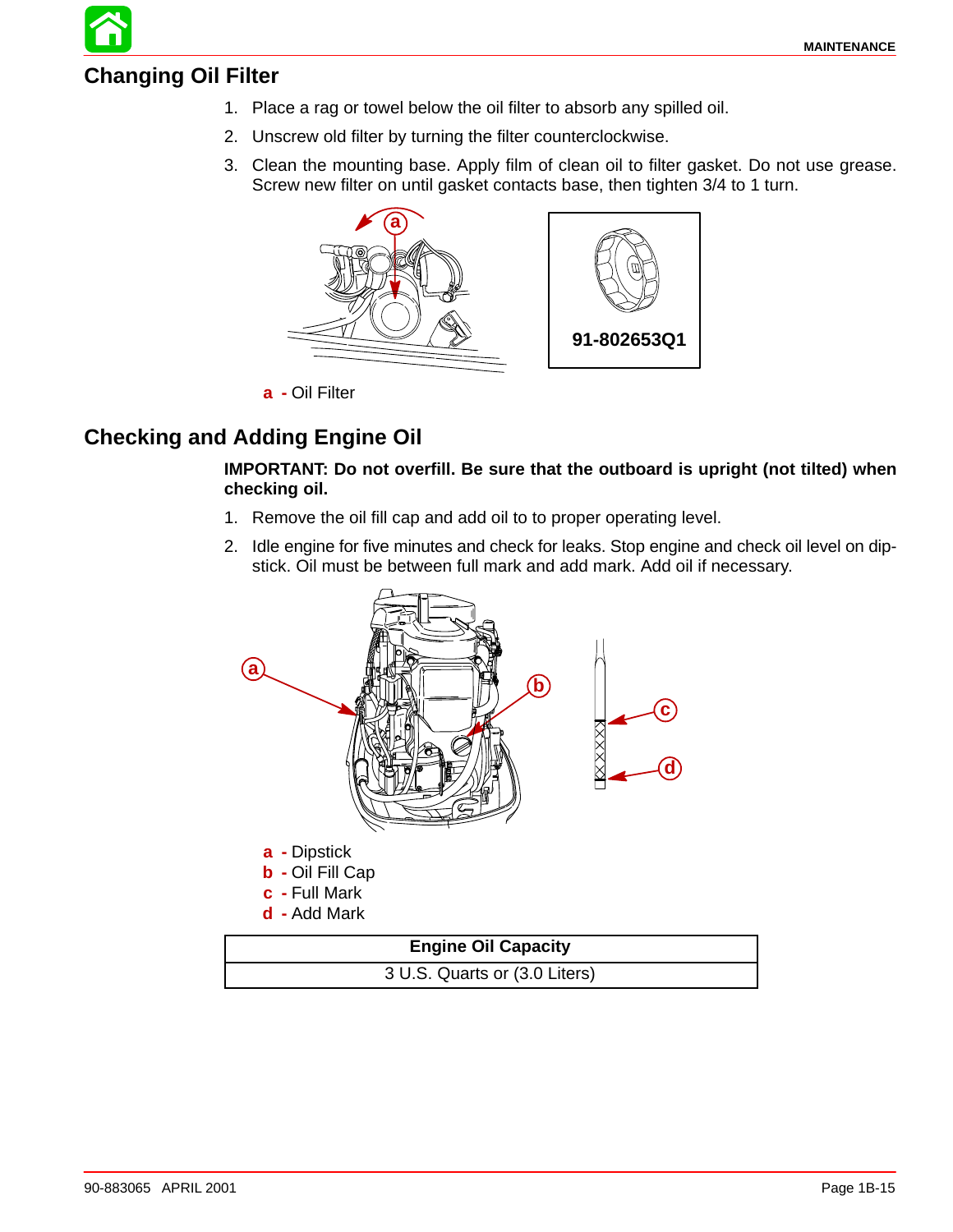## Changing Oil Filter

1. Place a rag or towel below the oil filter to absorb any spilled oil.
2. Unscrew old filter by turning the filter counterclockwise.
3. Clean the mounting base. Apply film of clean oil to filter gasket. Do not use grease. Screw new filter on until gasket contacts base, then tighten 3/4 to 1 turn.

91-802653Q1

**a** - Oil Filter

## Checking and Adding Engine Oil

**IMPORTANT: Do not overfill. Be sure that the outboard is upright (not tilted) when checking oil.**

1. Remove the oil fill cap and add oil to to proper operating level.
2. Idle engine for five minutes and check for leaks. Stop engine and check oil level on dipstick. Oil must be between full mark and add mark. Add oil if necessary.

**a** - Dipstick
**b** - Oil Fill Cap
**c** - Full Mark
**d** - Add Mark

| Engine Oil Capacity |
|---|
| 3 U.S. Quarts or (3.0 Liters) |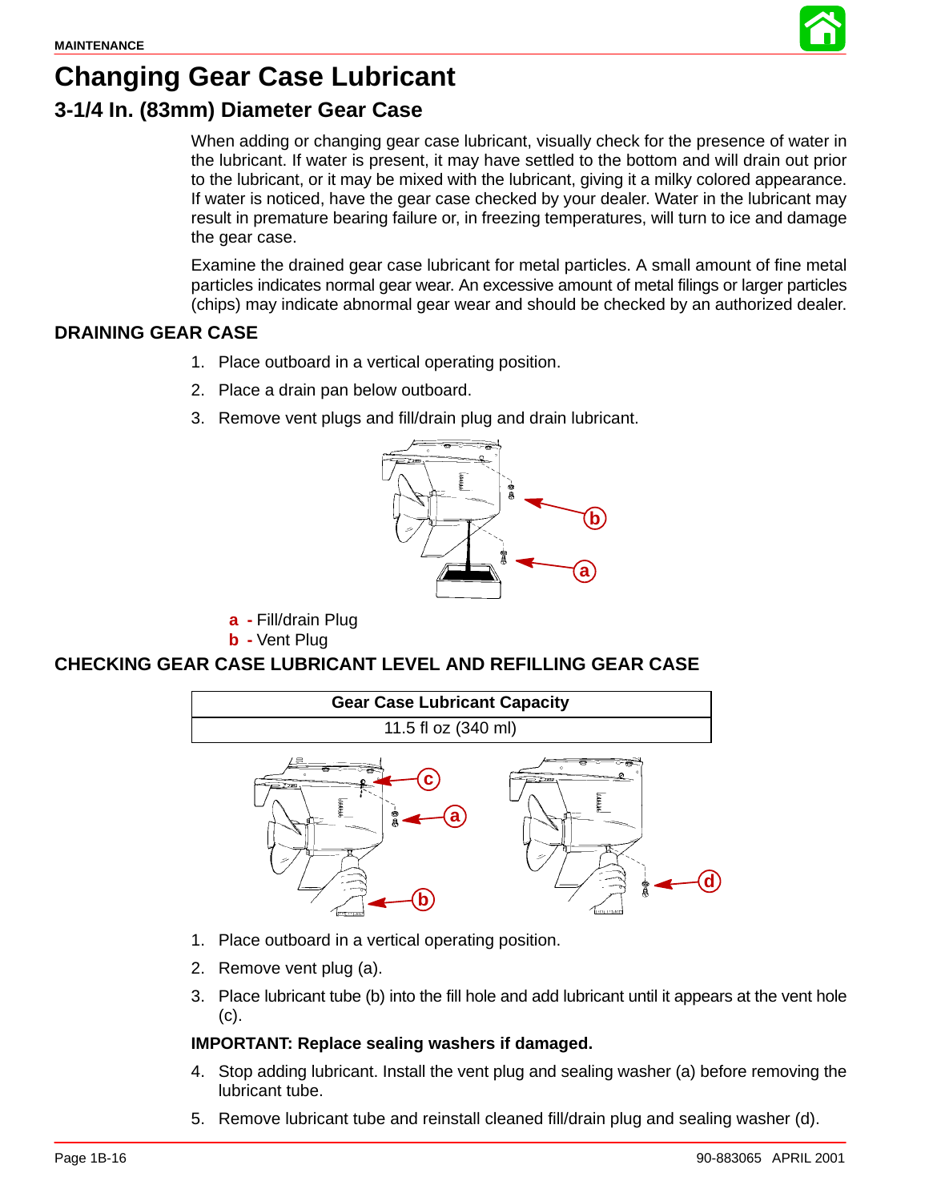# Changing Gear Case Lubricant

## 3-1/4 In. (83mm) Diameter Gear Case

When adding or changing gear case lubricant, visually check for the presence of water in the lubricant. If water is present, it may have settled to the bottom and will drain out prior to the lubricant, or it may be mixed with the lubricant, giving it a milky colored appearance. If water is noticed, have the gear case checked by your dealer. Water in the lubricant may result in premature bearing failure or, in freezing temperatures, will turn to ice and damage the gear case.

Examine the drained gear case lubricant for metal particles. A small amount of fine metal particles indicates normal gear wear. An excessive amount of metal filings or larger particles (chips) may indicate abnormal gear wear and should be checked by an authorized dealer.

### DRAINING GEAR CASE

1. Place outboard in a vertical operating position.
2. Place a drain pan below outboard.
3. Remove vent plugs and fill/drain plug and drain lubricant.

**a -** Fill/drain Plug
**b -** Vent Plug

### CHECKING GEAR CASE LUBRICANT LEVEL AND REFILLING GEAR CASE

| Gear Case Lubricant Capacity |
|---|
| 11.5 fl oz (340 ml) |

1. Place outboard in a vertical operating position.
2. Remove vent plug (a).
3. Place lubricant tube (b) into the fill hole and add lubricant until it appears at the vent hole (c).

**IMPORTANT: Replace sealing washers if damaged.**

4. Stop adding lubricant. Install the vent plug and sealing washer (a) before removing the lubricant tube.
5. Remove lubricant tube and reinstall cleaned fill/drain plug and sealing washer (d).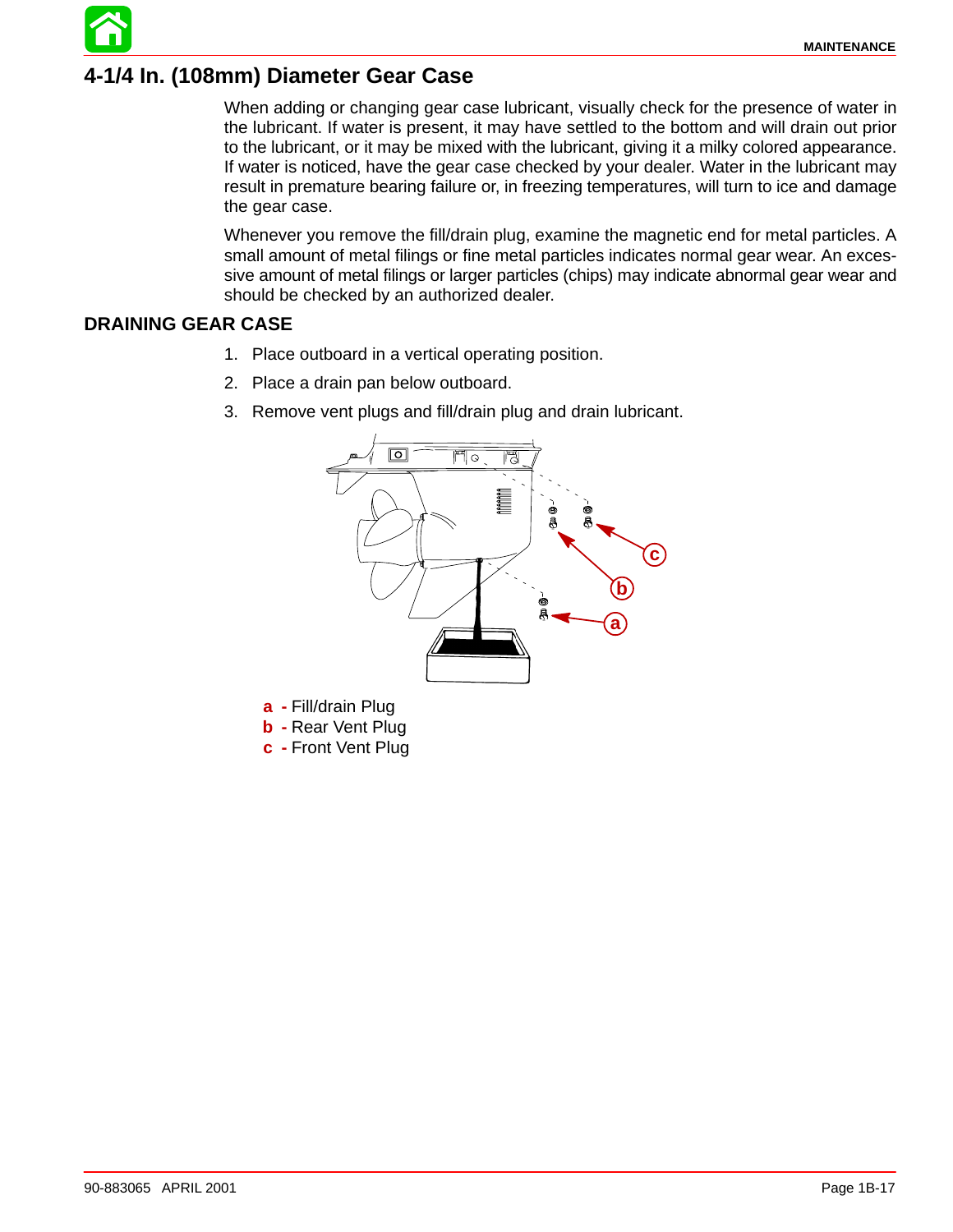## 4-1/4 In. (108mm) Diameter Gear Case

When adding or changing gear case lubricant, visually check for the presence of water in the lubricant. If water is present, it may have settled to the bottom and will drain out prior to the lubricant, or it may be mixed with the lubricant, giving it a milky colored appearance. If water is noticed, have the gear case checked by your dealer. Water in the lubricant may result in premature bearing failure or, in freezing temperatures, will turn to ice and damage the gear case.

Whenever you remove the fill/drain plug, examine the magnetic end for metal particles. A small amount of metal filings or fine metal particles indicates normal gear wear. An excessive amount of metal filings or larger particles (chips) may indicate abnormal gear wear and should be checked by an authorized dealer.

### DRAINING GEAR CASE

1. Place outboard in a vertical operating position.
2. Place a drain pan below outboard.
3. Remove vent plugs and fill/drain plug and drain lubricant.

**a** - Fill/drain Plug
**b** - Rear Vent Plug
**c** - Front Vent Plug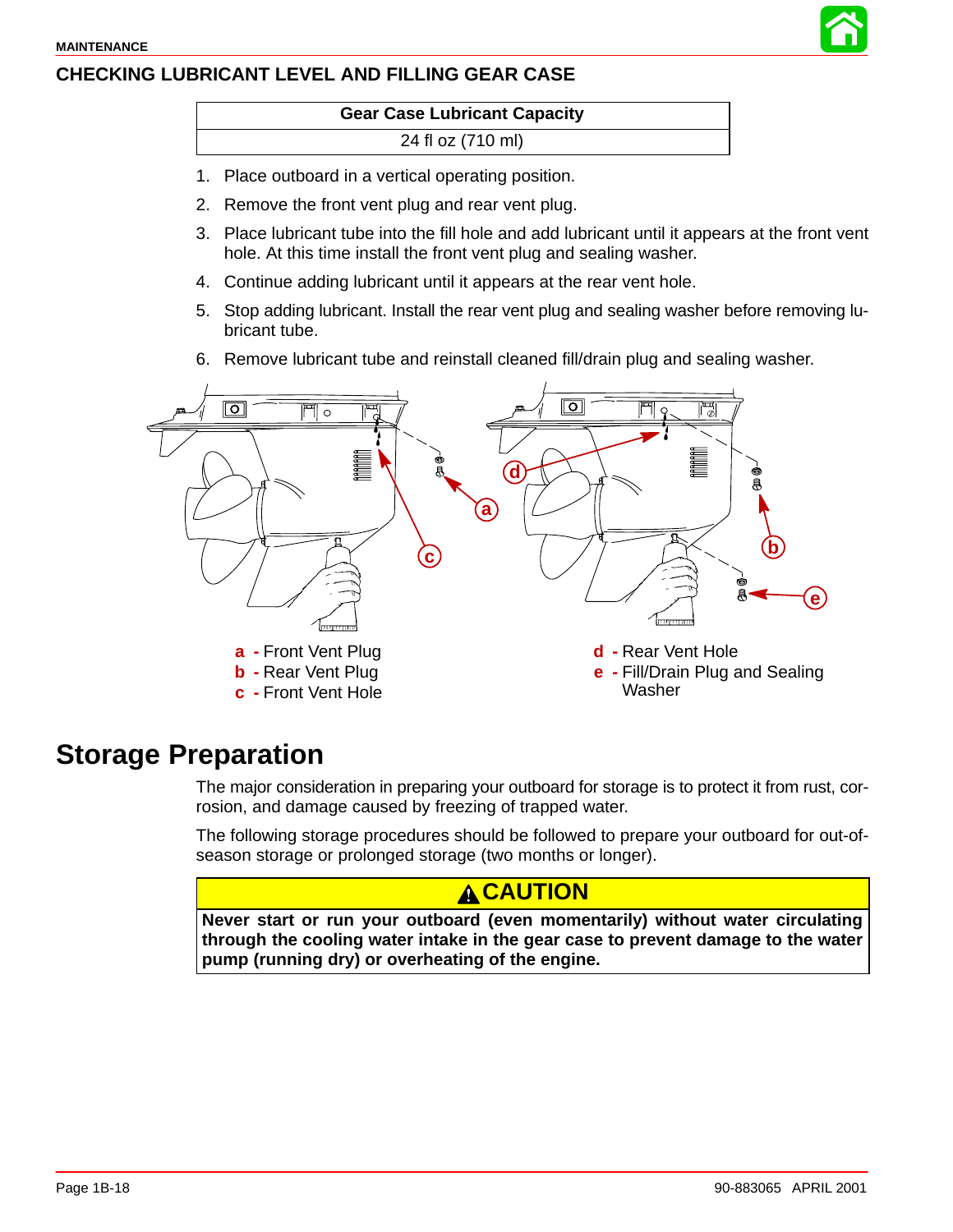## CHECKING LUBRICANT LEVEL AND FILLING GEAR CASE

| Gear Case Lubricant Capacity |
|---|
| 24 fl oz (710 ml) |

1. Place outboard in a vertical operating position.
2. Remove the front vent plug and rear vent plug.
3. Place lubricant tube into the fill hole and add lubricant until it appears at the front vent hole. At this time install the front vent plug and sealing washer.
4. Continue adding lubricant until it appears at the rear vent hole.
5. Stop adding lubricant. Install the rear vent plug and sealing washer before removing lubricant tube.
6. Remove lubricant tube and reinstall cleaned fill/drain plug and sealing washer.

**a** - Front Vent Plug
**b** - Rear Vent Plug
**c** - Front Vent Hole
**d** - Rear Vent Hole
**e** - Fill/Drain Plug and Sealing Washer

# Storage Preparation

The major consideration in preparing your outboard for storage is to protect it from rust, corrosion, and damage caused by freezing of trapped water.

The following storage procedures should be followed to prepare your outboard for out-of-season storage or prolonged storage (two months or longer).

**⚠ CAUTION**

**Never start or run your outboard (even momentarily) without water circulating through the cooling water intake in the gear case to prevent damage to the water pump (running dry) or overheating of the engine.**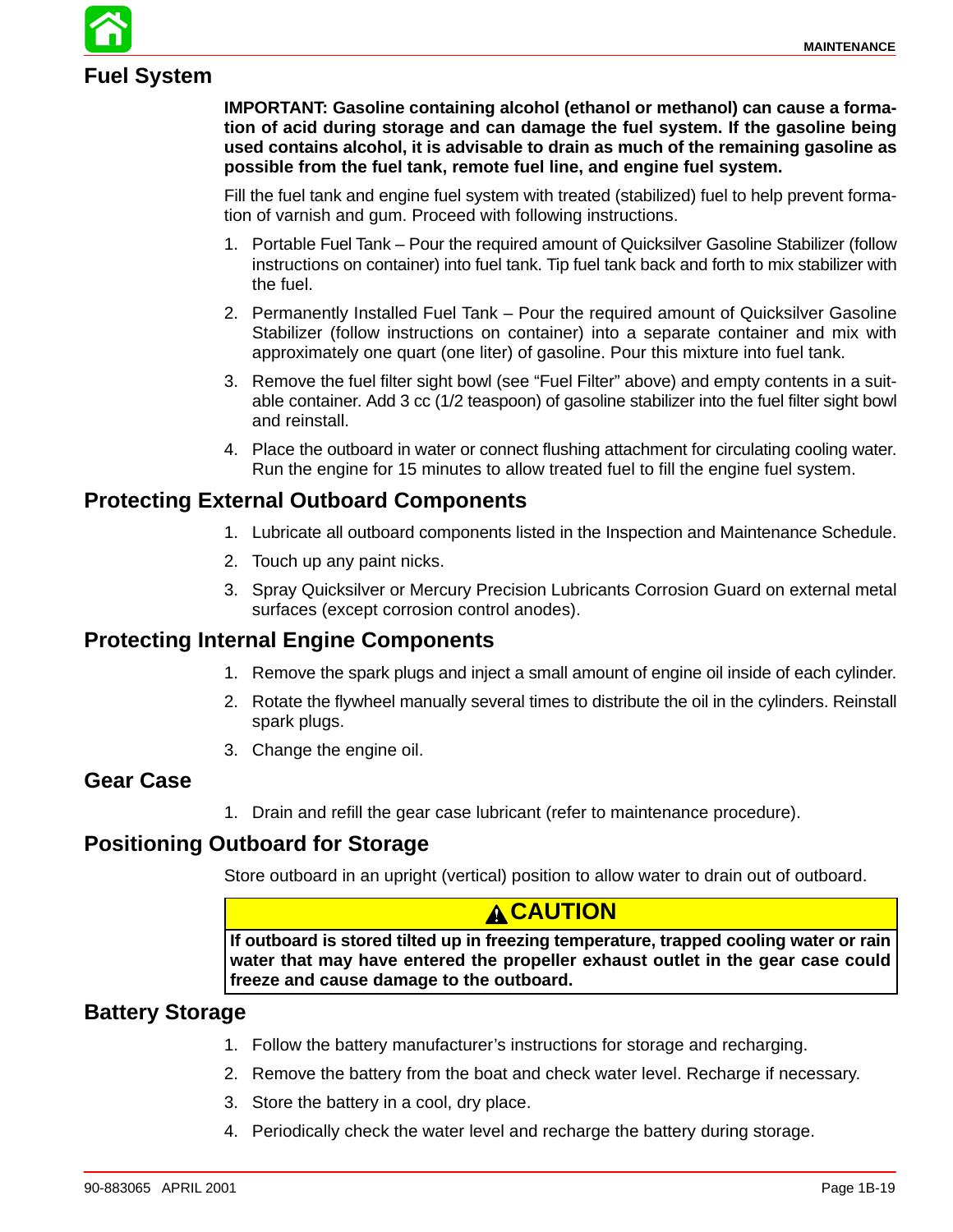## Fuel System

**IMPORTANT: Gasoline containing alcohol (ethanol or methanol) can cause a formation of acid during storage and can damage the fuel system. If the gasoline being used contains alcohol, it is advisable to drain as much of the remaining gasoline as possible from the fuel tank, remote fuel line, and engine fuel system.**

Fill the fuel tank and engine fuel system with treated (stabilized) fuel to help prevent formation of varnish and gum. Proceed with following instructions.

1. Portable Fuel Tank – Pour the required amount of Quicksilver Gasoline Stabilizer (follow instructions on container) into fuel tank. Tip fuel tank back and forth to mix stabilizer with the fuel.
2. Permanently Installed Fuel Tank – Pour the required amount of Quicksilver Gasoline Stabilizer (follow instructions on container) into a separate container and mix with approximately one quart (one liter) of gasoline. Pour this mixture into fuel tank.
3. Remove the fuel filter sight bowl (see "Fuel Filter" above) and empty contents in a suitable container. Add 3 cc (1/2 teaspoon) of gasoline stabilizer into the fuel filter sight bowl and reinstall.
4. Place the outboard in water or connect flushing attachment for circulating cooling water. Run the engine for 15 minutes to allow treated fuel to fill the engine fuel system.

## Protecting External Outboard Components

1. Lubricate all outboard components listed in the Inspection and Maintenance Schedule.
2. Touch up any paint nicks.
3. Spray Quicksilver or Mercury Precision Lubricants Corrosion Guard on external metal surfaces (except corrosion control anodes).

## Protecting Internal Engine Components

1. Remove the spark plugs and inject a small amount of engine oil inside of each cylinder.
2. Rotate the flywheel manually several times to distribute the oil in the cylinders. Reinstall spark plugs.
3. Change the engine oil.

## Gear Case

1. Drain and refill the gear case lubricant (refer to maintenance procedure).

## Positioning Outboard for Storage

Store outboard in an upright (vertical) position to allow water to drain out of outboard.

**CAUTION**

**If outboard is stored tilted up in freezing temperature, trapped cooling water or rain water that may have entered the propeller exhaust outlet in the gear case could freeze and cause damage to the outboard.**

## Battery Storage

1. Follow the battery manufacturer's instructions for storage and recharging.
2. Remove the battery from the boat and check water level. Recharge if necessary.
3. Store the battery in a cool, dry place.
4. Periodically check the water level and recharge the battery during storage.